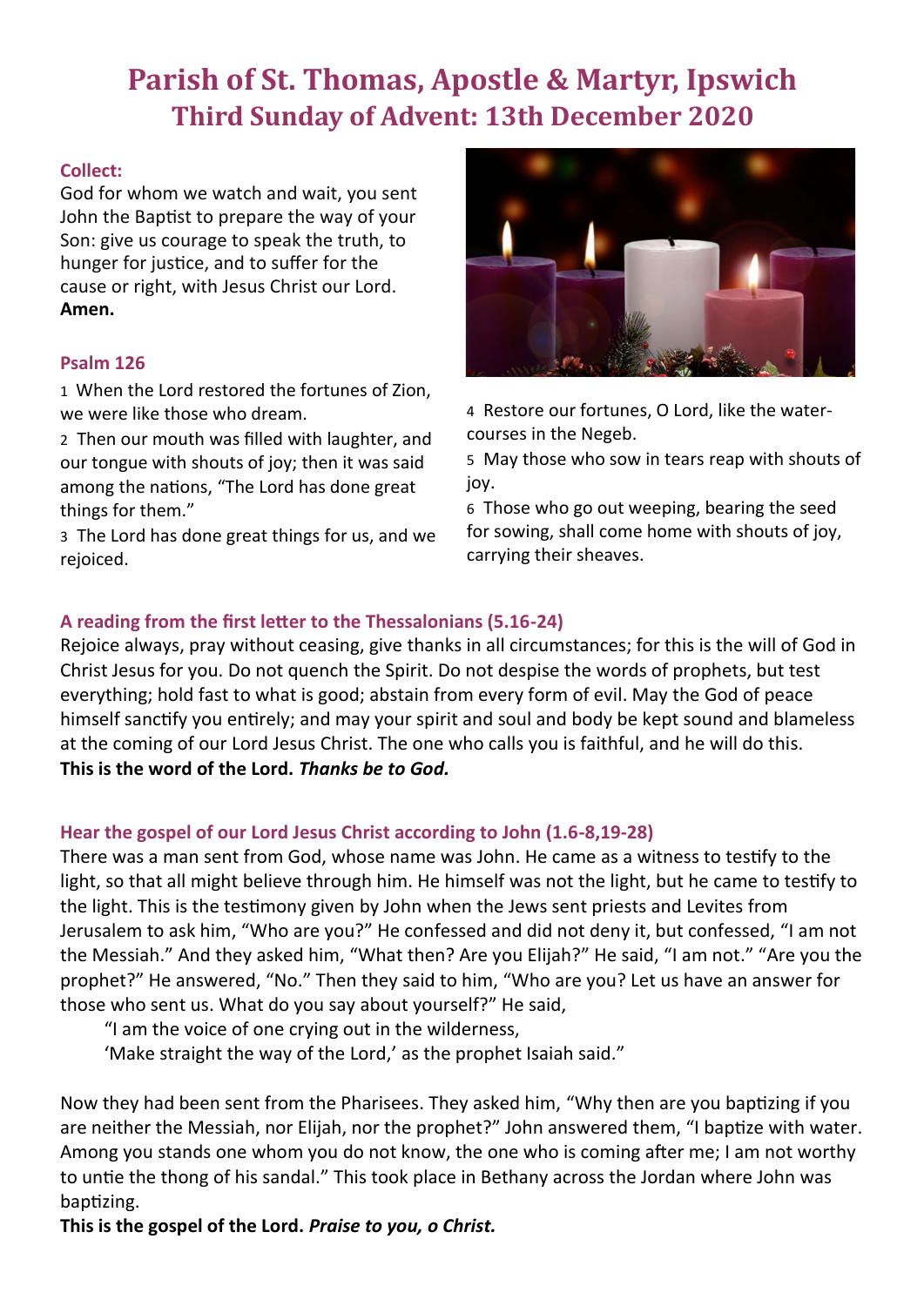# Parish of St. Thomas, Apostle & Martyr, Ipswich
## Third Sunday of Advent: 13th December 2020

### Collect:

God for whom we watch and wait, you sent John the Baptist to prepare the way of your Son: give us courage to speak the truth, to hunger for justice, and to suffer for the cause or right, with Jesus Christ our Lord. **Amen.**

### Psalm 126

1 When the Lord restored the fortunes of Zion, we were like those who dream.
2 Then our mouth was filled with laughter, and our tongue with shouts of joy; then it was said among the nations, "The Lord has done great things for them."
3 The Lord has done great things for us, and we rejoiced.
4 Restore our fortunes, O Lord, like the water-courses in the Negeb.
5 May those who sow in tears reap with shouts of joy.
6 Those who go out weeping, bearing the seed for sowing, shall come home with shouts of joy, carrying their sheaves.

### A reading from the first letter to the Thessalonians (5.16-24)

Rejoice always, pray without ceasing, give thanks in all circumstances; for this is the will of God in Christ Jesus for you. Do not quench the Spirit. Do not despise the words of prophets, but test everything; hold fast to what is good; abstain from every form of evil. May the God of peace himself sanctify you entirely; and may your spirit and soul and body be kept sound and blameless at the coming of our Lord Jesus Christ. The one who calls you is faithful, and he will do this.
**This is the word of the Lord. *Thanks be to God.***

### Hear the gospel of our Lord Jesus Christ according to John (1.6-8,19-28)

There was a man sent from God, whose name was John. He came as a witness to testify to the light, so that all might believe through him. He himself was not the light, but he came to testify to the light. This is the testimony given by John when the Jews sent priests and Levites from Jerusalem to ask him, "Who are you?" He confessed and did not deny it, but confessed, "I am not the Messiah." And they asked him, "What then? Are you Elijah?" He said, "I am not." "Are you the prophet?" He answered, "No." Then they said to him, "Who are you? Let us have an answer for those who sent us. What do you say about yourself?" He said,

"I am the voice of one crying out in the wilderness,
'Make straight the way of the Lord,' as the prophet Isaiah said."

Now they had been sent from the Pharisees. They asked him, "Why then are you baptizing if you are neither the Messiah, nor Elijah, nor the prophet?" John answered them, "I baptize with water. Among you stands one whom you do not know, the one who is coming after me; I am not worthy to untie the thong of his sandal." This took place in Bethany across the Jordan where John was baptizing.
**This is the gospel of the Lord. *Praise to you, o Christ.***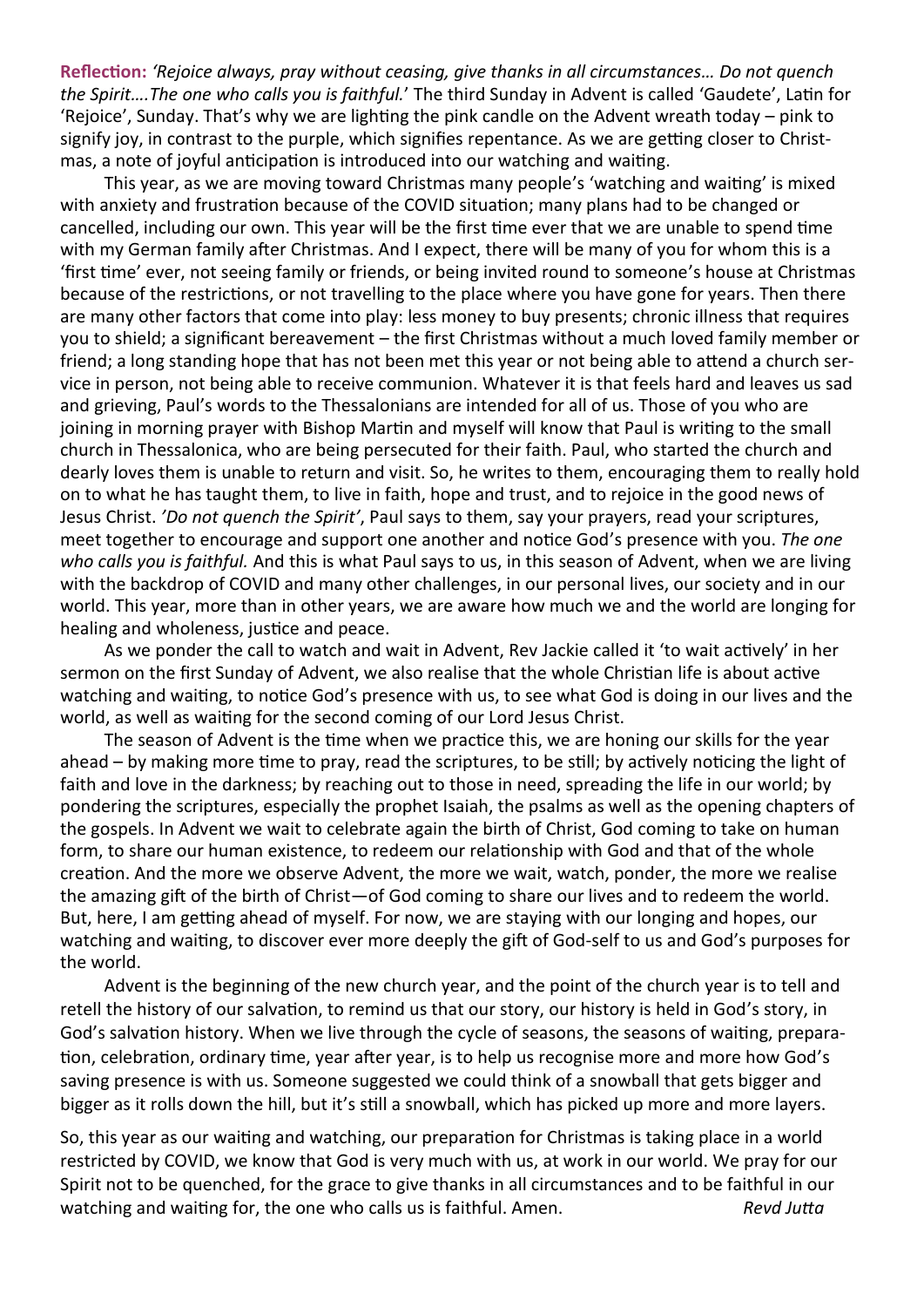**Reflection:** *'Rejoice always, pray without ceasing, give thanks in all circumstances… Do not quench the Spirit….The one who calls you is faithful.*' The third Sunday in Advent is called 'Gaudete', Latin for 'Rejoice', Sunday. That's why we are lighting the pink candle on the Advent wreath today – pink to signify joy, in contrast to the purple, which signifies repentance. As we are getting closer to Christmas, a note of joyful anticipation is introduced into our watching and waiting.

This year, as we are moving toward Christmas many people's 'watching and waiting' is mixed with anxiety and frustration because of the COVID situation; many plans had to be changed or cancelled, including our own. This year will be the first time ever that we are unable to spend time with my German family after Christmas. And I expect, there will be many of you for whom this is a 'first time' ever, not seeing family or friends, or being invited round to someone's house at Christmas because of the restrictions, or not travelling to the place where you have gone for years. Then there are many other factors that come into play: less money to buy presents; chronic illness that requires you to shield; a significant bereavement – the first Christmas without a much loved family member or friend; a long standing hope that has not been met this year or not being able to attend a church service in person, not being able to receive communion. Whatever it is that feels hard and leaves us sad and grieving, Paul's words to the Thessalonians are intended for all of us. Those of you who are joining in morning prayer with Bishop Martin and myself will know that Paul is writing to the small church in Thessalonica, who are being persecuted for their faith. Paul, who started the church and dearly loves them is unable to return and visit. So, he writes to them, encouraging them to really hold on to what he has taught them, to live in faith, hope and trust, and to rejoice in the good news of Jesus Christ. *'Do not quench the Spirit'*, Paul says to them, say your prayers, read your scriptures, meet together to encourage and support one another and notice God's presence with you. *The one who calls you is faithful.* And this is what Paul says to us, in this season of Advent, when we are living with the backdrop of COVID and many other challenges, in our personal lives, our society and in our world. This year, more than in other years, we are aware how much we and the world are longing for healing and wholeness, justice and peace.

As we ponder the call to watch and wait in Advent, Rev Jackie called it 'to wait actively' in her sermon on the first Sunday of Advent, we also realise that the whole Christian life is about active watching and waiting, to notice God's presence with us, to see what God is doing in our lives and the world, as well as waiting for the second coming of our Lord Jesus Christ.

The season of Advent is the time when we practice this, we are honing our skills for the year ahead – by making more time to pray, read the scriptures, to be still; by actively noticing the light of faith and love in the darkness; by reaching out to those in need, spreading the life in our world; by pondering the scriptures, especially the prophet Isaiah, the psalms as well as the opening chapters of the gospels. In Advent we wait to celebrate again the birth of Christ, God coming to take on human form, to share our human existence, to redeem our relationship with God and that of the whole creation. And the more we observe Advent, the more we wait, watch, ponder, the more we realise the amazing gift of the birth of Christ—of God coming to share our lives and to redeem the world. But, here, I am getting ahead of myself. For now, we are staying with our longing and hopes, our watching and waiting, to discover ever more deeply the gift of God-self to us and God's purposes for the world.

Advent is the beginning of the new church year, and the point of the church year is to tell and retell the history of our salvation, to remind us that our story, our history is held in God's story, in God's salvation history. When we live through the cycle of seasons, the seasons of waiting, preparation, celebration, ordinary time, year after year, is to help us recognise more and more how God's saving presence is with us. Someone suggested we could think of a snowball that gets bigger and bigger as it rolls down the hill, but it's still a snowball, which has picked up more and more layers.

So, this year as our waiting and watching, our preparation for Christmas is taking place in a world restricted by COVID, we know that God is very much with us, at work in our world. We pray for our Spirit not to be quenched, for the grace to give thanks in all circumstances and to be faithful in our watching and waiting for, the one who calls us is faithful. Amen. *Revd Jutta*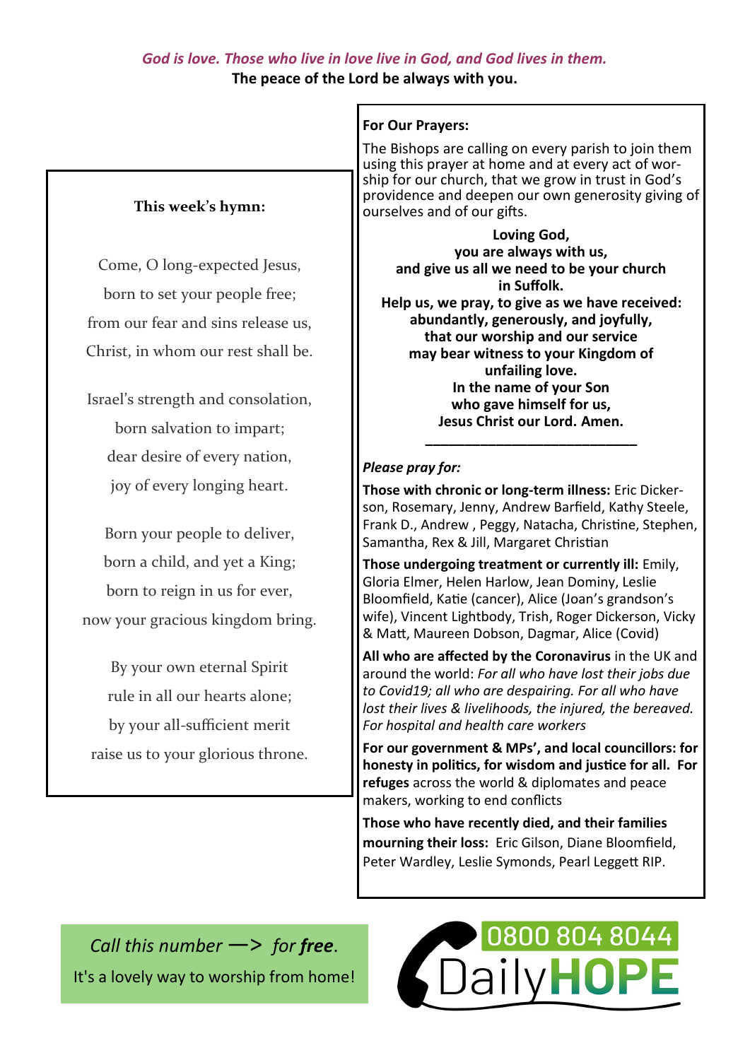*God is love. Those who live in love live in God, and God lives in them.*

**The peace of the Lord be always with you.**

**This week's hymn:**

Come, O long-expected Jesus,
born to set your people free;
from our fear and sins release us,
Christ, in whom our rest shall be.

Israel's strength and consolation,
born salvation to impart;
dear desire of every nation,
joy of every longing heart.

Born your people to deliver,
born a child, and yet a King;
born to reign in us for ever,
now your gracious kingdom bring.

By your own eternal Spirit
rule in all our hearts alone;
by your all-sufficient merit
raise us to your glorious throne.

**For Our Prayers:**

The Bishops are calling on every parish to join them using this prayer at home and at every act of worship for our church, that we grow in trust in God's providence and deepen our own generosity giving of ourselves and of our gifts.

**Loving God,
you are always with us,
and give us all we need to be your church
in Suffolk.
Help us, we pray, to give as we have received:
abundantly, generously, and joyfully,
that our worship and our service
may bear witness to your Kingdom of
unfailing love.
In the name of your Son
who gave himself for us,
Jesus Christ our Lord. Amen.**

---

*Please pray for:*

**Those with chronic or long-term illness:** Eric Dickerson, Rosemary, Jenny, Andrew Barfield, Kathy Steele, Frank D., Andrew , Peggy, Natacha, Christine, Stephen, Samantha, Rex & Jill, Margaret Christian

**Those undergoing treatment or currently ill:** Emily, Gloria Elmer, Helen Harlow, Jean Dominy, Leslie Bloomfield, Katie (cancer), Alice (Joan's grandson's wife), Vincent Lightbody, Trish, Roger Dickerson, Vicky & Matt, Maureen Dobson, Dagmar, Alice (Covid)

**All who are affected by the Coronavirus** in the UK and around the world: *For all who have lost their jobs due to Covid19; all who are despairing. For all who have lost their lives & livelihoods, the injured, the bereaved. For hospital and health care workers*

**For our government & MPs', and local councillors: for honesty in politics, for wisdom and justice for all. For refuges** across the world & diplomates and peace makers, working to end conflicts

**Those who have recently died, and their families mourning their loss:** Eric Gilson, Diane Bloomfield, Peter Wardley, Leslie Symonds, Pearl Leggett RIP.

*Call this number —> for **free**.*

It's a lovely way to worship from home!

0800 804 8044 DailyHOPE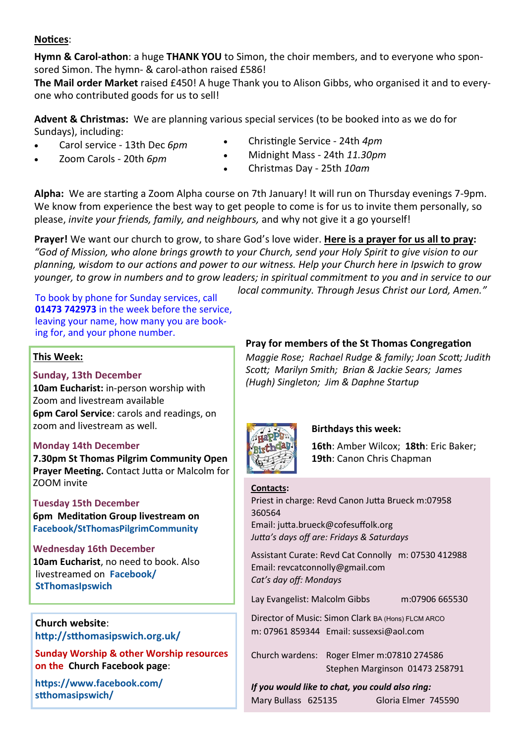**Notices**:

**Hymn & Carol-athon**: a huge **THANK YOU** to Simon, the choir members, and to everyone who sponsored Simon. The hymn- & carol-athon raised £586!

**The Mail order Market** raised £450! A huge Thank you to Alison Gibbs, who organised it and to everyone who contributed goods for us to sell!

**Advent & Christmas:** We are planning various special services (to be booked into as we do for Sundays), including:

- Carol service - 13th Dec *6pm*
- Zoom Carols - 20th *6pm*
- Christingle Service - 24th *4pm*
- Midnight Mass - 24th *11.30pm*
- Christmas Day - 25th *10am*

**Alpha:** We are starting a Zoom Alpha course on 7th January! It will run on Thursday evenings 7-9pm. We know from experience the best way to get people to come is for us to invite them personally, so please, *invite your friends, family, and neighbours,* and why not give it a go yourself!

**Prayer!** We want our church to grow, to share God's love wider. **Here is a prayer for us all to pray:** *"God of Mission, who alone brings growth to your Church, send your Holy Spirit to give vision to our planning, wisdom to our actions and power to our witness. Help your Church here in Ipswich to grow younger, to grow in numbers and to grow leaders; in spiritual commitment to you and in service to our local community. Through Jesus Christ our Lord, Amen."*

To book by phone for Sunday services, call **01473 742973** in the week before the service, leaving your name, how many you are booking for, and your phone number.

**This Week:**

**Sunday, 13th December**
**10am Eucharist:** in-person worship with Zoom and livestream available
**6pm Carol Service**: carols and readings, on zoom and livestream as well.

**Monday 14th December**
**7.30pm St Thomas Pilgrim Community Open Prayer Meeting.** Contact Jutta or Malcolm for ZOOM invite

**Tuesday 15th December**
**6pm Meditation Group livestream on Facebook/StThomasPilgrimCommunity**

**Wednesday 16th December**
**10am Eucharist**, no need to book. Also livestreamed on **Facebook/StThomasIpswich**

**Church website**:
**http://stthomasipswich.org.uk/**

**Sunday Worship & other Worship resources on the Church Facebook page**:

**https://www.facebook.com/stthomasipswich/**

**Pray for members of the St Thomas Congregation**

*Maggie Rose; Rachael Rudge & family; Joan Scott; Judith Scott; Marilyn Smith; Brian & Jackie Sears; James (Hugh) Singleton; Jim & Daphne Startup*

**Birthdays this week:**

**16th**: Amber Wilcox; **18th**: Eric Baker; **19th**: Canon Chris Chapman

**Contacts:**

Priest in charge: Revd Canon Jutta Brueck m:07958 360564
Email: jutta.brueck@cofesuffolk.org
*Jutta's days off are: Fridays & Saturdays*

Assistant Curate: Revd Cat Connolly m: 07530 412988
Email: revcatconnolly@gmail.com
*Cat's day off: Mondays*

Lay Evangelist: Malcolm Gibbs m:07906 665530

Director of Music: Simon Clark BA (Hons) FLCM ARCO
m: 07961 859344 Email: sussexsi@aol.com

Church wardens: Roger Elmer m:07810 274586
Stephen Marginson 01473 258791

***If you would like to chat, you could also ring:***
Mary Bullass 625135 Gloria Elmer 745590